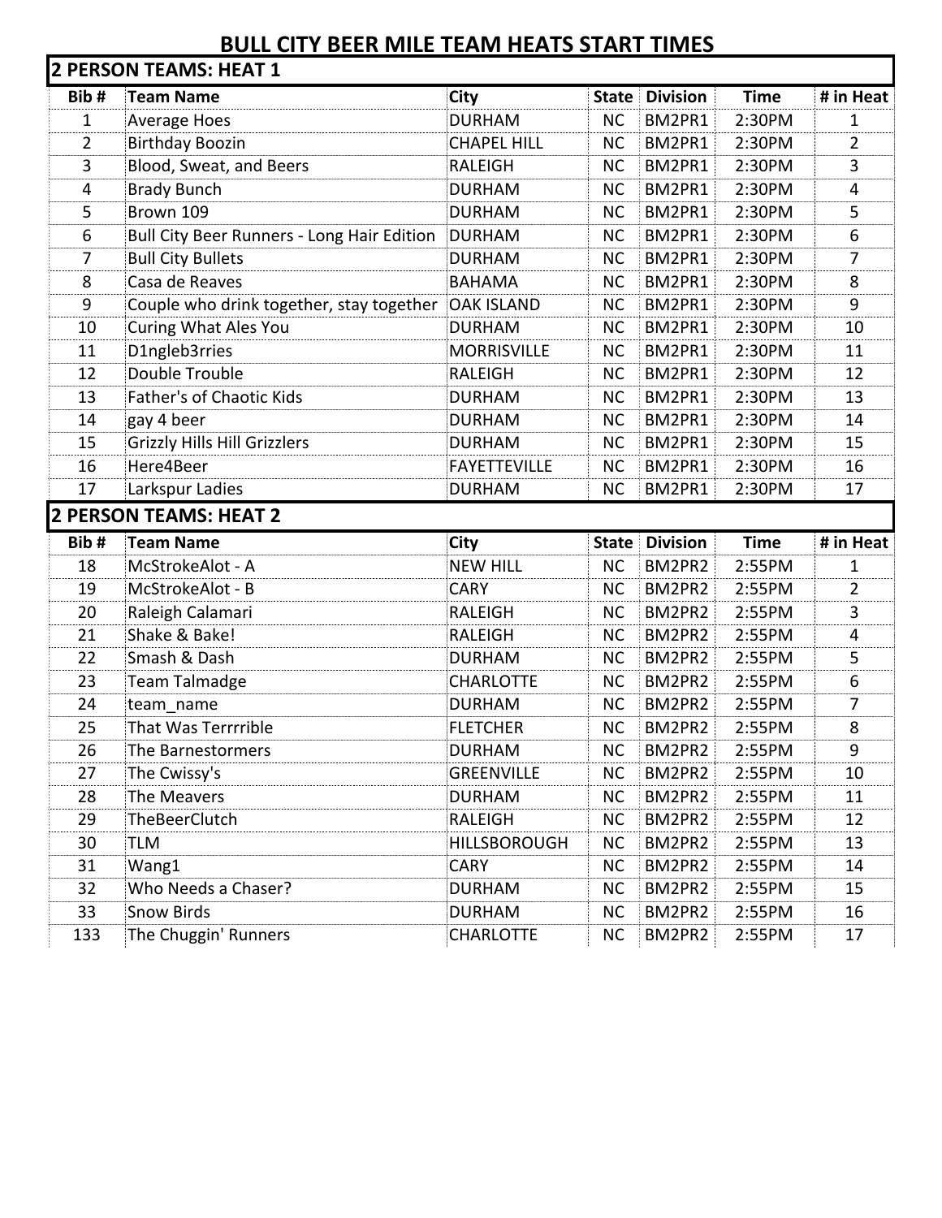# BULL CITY BEER MILE TEAM HEATS START TIMES

## 2 PERSON TEAMS: HEAT 1

| Bib # | Team Name | City | State | Division | Time | # in Heat |
|---|---|---|---|---|---|---|
| 1 | Average Hoes | DURHAM | NC | BM2PR1 | 2:30PM | 1 |
| 2 | Birthday Boozin | CHAPEL HILL | NC | BM2PR1 | 2:30PM | 2 |
| 3 | Blood, Sweat, and Beers | RALEIGH | NC | BM2PR1 | 2:30PM | 3 |
| 4 | Brady Bunch | DURHAM | NC | BM2PR1 | 2:30PM | 4 |
| 5 | Brown 109 | DURHAM | NC | BM2PR1 | 2:30PM | 5 |
| 6 | Bull City Beer Runners - Long Hair Edition | DURHAM | NC | BM2PR1 | 2:30PM | 6 |
| 7 | Bull City Bullets | DURHAM | NC | BM2PR1 | 2:30PM | 7 |
| 8 | Casa de Reaves | BAHAMA | NC | BM2PR1 | 2:30PM | 8 |
| 9 | Couple who drink together, stay together | OAK ISLAND | NC | BM2PR1 | 2:30PM | 9 |
| 10 | Curing What Ales You | DURHAM | NC | BM2PR1 | 2:30PM | 10 |
| 11 | D1ngleb3rries | MORRISVILLE | NC | BM2PR1 | 2:30PM | 11 |
| 12 | Double Trouble | RALEIGH | NC | BM2PR1 | 2:30PM | 12 |
| 13 | Father's of Chaotic Kids | DURHAM | NC | BM2PR1 | 2:30PM | 13 |
| 14 | gay 4 beer | DURHAM | NC | BM2PR1 | 2:30PM | 14 |
| 15 | Grizzly Hills Hill Grizzlers | DURHAM | NC | BM2PR1 | 2:30PM | 15 |
| 16 | Here4Beer | FAYETTEVILLE | NC | BM2PR1 | 2:30PM | 16 |
| 17 | Larkspur Ladies | DURHAM | NC | BM2PR1 | 2:30PM | 17 |

## 2 PERSON TEAMS: HEAT 2

| Bib # | Team Name | City | State | Division | Time | # in Heat |
|---|---|---|---|---|---|---|
| 18 | McStrokeAlot - A | NEW HILL | NC | BM2PR2 | 2:55PM | 1 |
| 19 | McStrokeAlot - B | CARY | NC | BM2PR2 | 2:55PM | 2 |
| 20 | Raleigh Calamari | RALEIGH | NC | BM2PR2 | 2:55PM | 3 |
| 21 | Shake & Bake! | RALEIGH | NC | BM2PR2 | 2:55PM | 4 |
| 22 | Smash & Dash | DURHAM | NC | BM2PR2 | 2:55PM | 5 |
| 23 | Team Talmadge | CHARLOTTE | NC | BM2PR2 | 2:55PM | 6 |
| 24 | team_name | DURHAM | NC | BM2PR2 | 2:55PM | 7 |
| 25 | That Was Terrrrible | FLETCHER | NC | BM2PR2 | 2:55PM | 8 |
| 26 | The Barnestormers | DURHAM | NC | BM2PR2 | 2:55PM | 9 |
| 27 | The Cwissy's | GREENVILLE | NC | BM2PR2 | 2:55PM | 10 |
| 28 | The Meavers | DURHAM | NC | BM2PR2 | 2:55PM | 11 |
| 29 | TheBeerClutch | RALEIGH | NC | BM2PR2 | 2:55PM | 12 |
| 30 | TLM | HILLSBOROUGH | NC | BM2PR2 | 2:55PM | 13 |
| 31 | Wang1 | CARY | NC | BM2PR2 | 2:55PM | 14 |
| 32 | Who Needs a Chaser? | DURHAM | NC | BM2PR2 | 2:55PM | 15 |
| 33 | Snow Birds | DURHAM | NC | BM2PR2 | 2:55PM | 16 |
| 133 | The Chuggin' Runners | CHARLOTTE | NC | BM2PR2 | 2:55PM | 17 |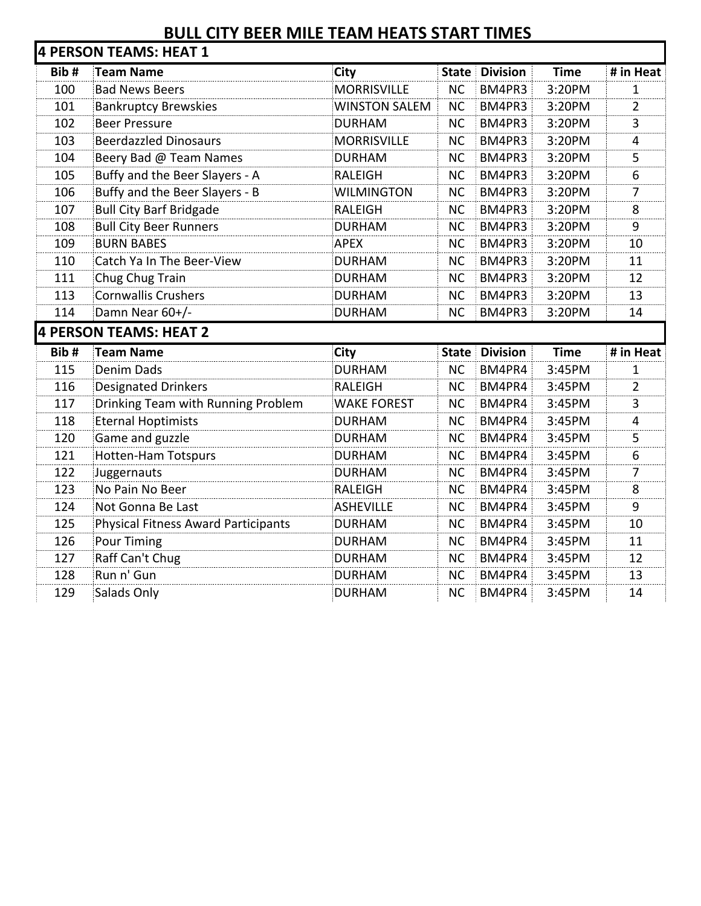# BULL CITY BEER MILE TEAM HEATS START TIMES

## 4 PERSON TEAMS: HEAT 1

| Bib # | Team Name | City | State | Division | Time | # in Heat |
|---|---|---|---|---|---|---|
| 100 | Bad News Beers | MORRISVILLE | NC | BM4PR3 | 3:20PM | 1 |
| 101 | Bankruptcy Brewskies | WINSTON SALEM | NC | BM4PR3 | 3:20PM | 2 |
| 102 | Beer Pressure | DURHAM | NC | BM4PR3 | 3:20PM | 3 |
| 103 | Beerdazzled Dinosaurs | MORRISVILLE | NC | BM4PR3 | 3:20PM | 4 |
| 104 | Beery Bad @ Team Names | DURHAM | NC | BM4PR3 | 3:20PM | 5 |
| 105 | Buffy and the Beer Slayers - A | RALEIGH | NC | BM4PR3 | 3:20PM | 6 |
| 106 | Buffy and the Beer Slayers - B | WILMINGTON | NC | BM4PR3 | 3:20PM | 7 |
| 107 | Bull City Barf Bridgade | RALEIGH | NC | BM4PR3 | 3:20PM | 8 |
| 108 | Bull City Beer Runners | DURHAM | NC | BM4PR3 | 3:20PM | 9 |
| 109 | BURN BABES | APEX | NC | BM4PR3 | 3:20PM | 10 |
| 110 | Catch Ya In The Beer-View | DURHAM | NC | BM4PR3 | 3:20PM | 11 |
| 111 | Chug Chug Train | DURHAM | NC | BM4PR3 | 3:20PM | 12 |
| 113 | Cornwallis Crushers | DURHAM | NC | BM4PR3 | 3:20PM | 13 |
| 114 | Damn Near 60+/- | DURHAM | NC | BM4PR3 | 3:20PM | 14 |

## 4 PERSON TEAMS: HEAT 2

| Bib # | Team Name | City | State | Division | Time | # in Heat |
|---|---|---|---|---|---|---|
| 115 | Denim Dads | DURHAM | NC | BM4PR4 | 3:45PM | 1 |
| 116 | Designated Drinkers | RALEIGH | NC | BM4PR4 | 3:45PM | 2 |
| 117 | Drinking Team with Running Problem | WAKE FOREST | NC | BM4PR4 | 3:45PM | 3 |
| 118 | Eternal Hoptimists | DURHAM | NC | BM4PR4 | 3:45PM | 4 |
| 120 | Game and guzzle | DURHAM | NC | BM4PR4 | 3:45PM | 5 |
| 121 | Hotten-Ham Totspurs | DURHAM | NC | BM4PR4 | 3:45PM | 6 |
| 122 | Juggernauts | DURHAM | NC | BM4PR4 | 3:45PM | 7 |
| 123 | No Pain No Beer | RALEIGH | NC | BM4PR4 | 3:45PM | 8 |
| 124 | Not Gonna Be Last | ASHEVILLE | NC | BM4PR4 | 3:45PM | 9 |
| 125 | Physical Fitness Award Participants | DURHAM | NC | BM4PR4 | 3:45PM | 10 |
| 126 | Pour Timing | DURHAM | NC | BM4PR4 | 3:45PM | 11 |
| 127 | Raff Can't Chug | DURHAM | NC | BM4PR4 | 3:45PM | 12 |
| 128 | Run n' Gun | DURHAM | NC | BM4PR4 | 3:45PM | 13 |
| 129 | Salads Only | DURHAM | NC | BM4PR4 | 3:45PM | 14 |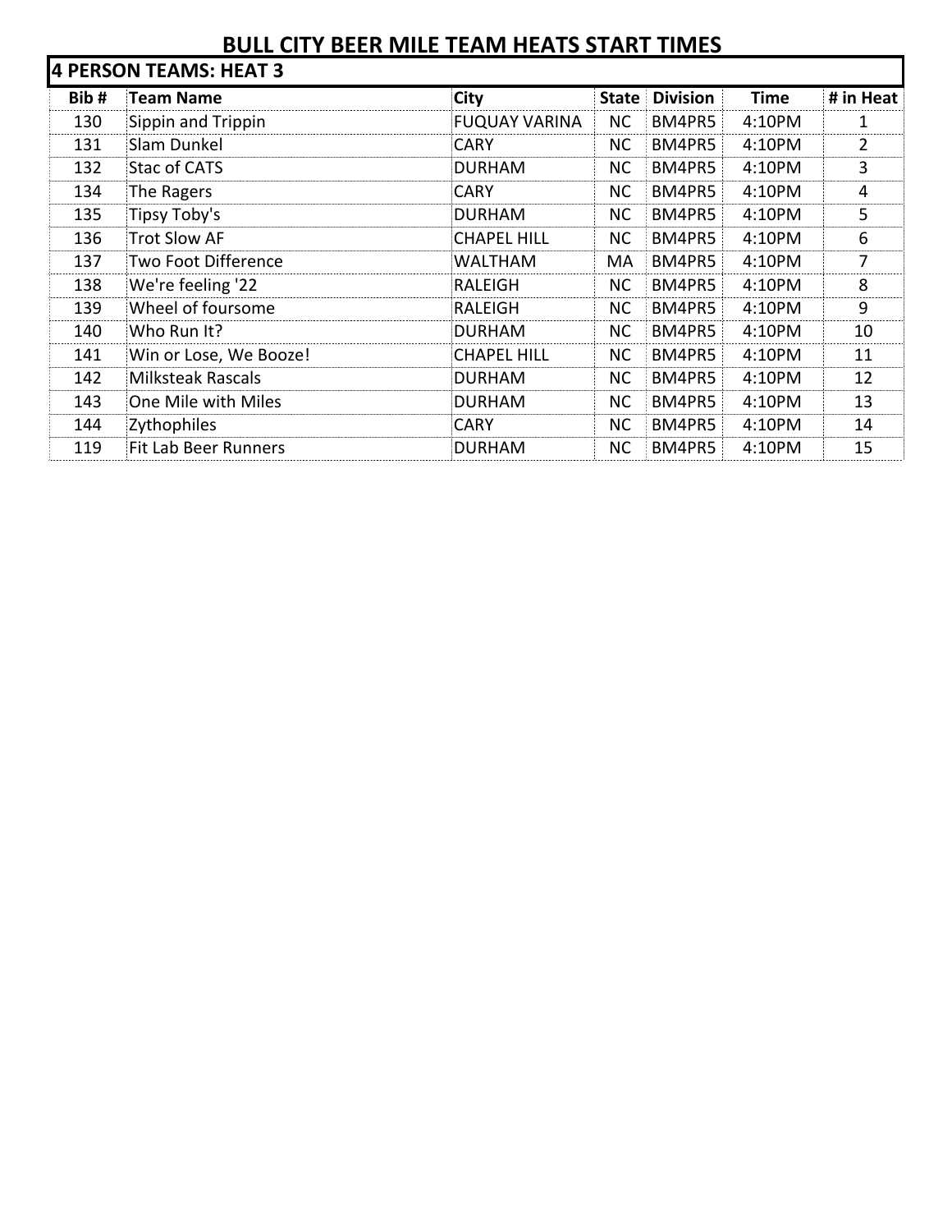# BULL CITY BEER MILE TEAM HEATS START TIMES

## 4 PERSON TEAMS: HEAT 3

| Bib # | Team Name | City | State | Division | Time | # in Heat |
|---|---|---|---|---|---|---|
| 130 | Sippin and Trippin | FUQUAY VARINA | NC | BM4PR5 | 4:10PM | 1 |
| 131 | Slam Dunkel | CARY | NC | BM4PR5 | 4:10PM | 2 |
| 132 | Stac of CATS | DURHAM | NC | BM4PR5 | 4:10PM | 3 |
| 134 | The Ragers | CARY | NC | BM4PR5 | 4:10PM | 4 |
| 135 | Tipsy Toby's | DURHAM | NC | BM4PR5 | 4:10PM | 5 |
| 136 | Trot Slow AF | CHAPEL HILL | NC | BM4PR5 | 4:10PM | 6 |
| 137 | Two Foot Difference | WALTHAM | MA | BM4PR5 | 4:10PM | 7 |
| 138 | We're feeling '22 | RALEIGH | NC | BM4PR5 | 4:10PM | 8 |
| 139 | Wheel of foursome | RALEIGH | NC | BM4PR5 | 4:10PM | 9 |
| 140 | Who Run It? | DURHAM | NC | BM4PR5 | 4:10PM | 10 |
| 141 | Win or Lose, We Booze! | CHAPEL HILL | NC | BM4PR5 | 4:10PM | 11 |
| 142 | Milksteak Rascals | DURHAM | NC | BM4PR5 | 4:10PM | 12 |
| 143 | One Mile with Miles | DURHAM | NC | BM4PR5 | 4:10PM | 13 |
| 144 | Zythophiles | CARY | NC | BM4PR5 | 4:10PM | 14 |
| 119 | Fit Lab Beer Runners | DURHAM | NC | BM4PR5 | 4:10PM | 15 |